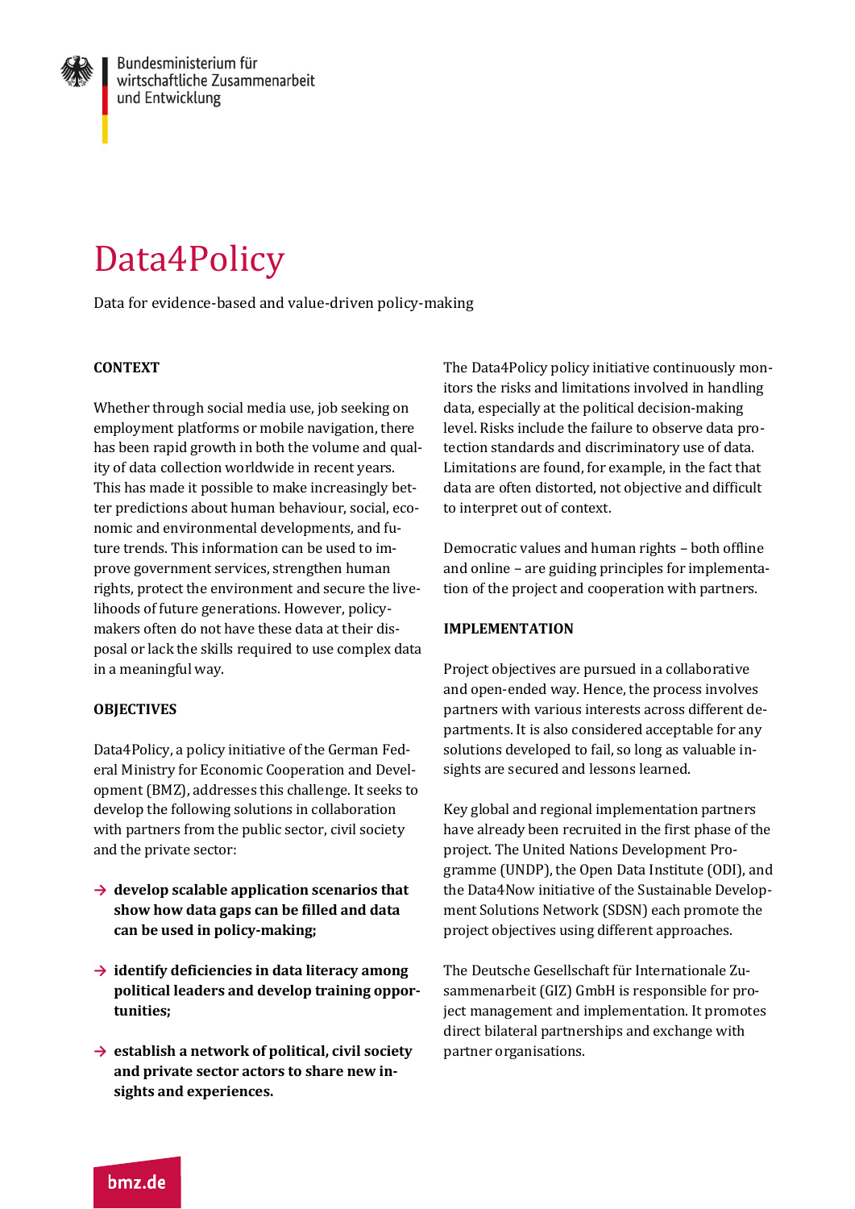Bundesministerium für wirtschaftliche Zusammenarbeit und Entwicklung

# Data4Policy

Data for evidence-based and value-driven policy-making

## CONTEXT

Whether through social media use, job seeking on employment platforms or mobile navigation, there has been rapid growth in both the volume and quality of data collection worldwide in recent years. This has made it possible to make increasingly better predictions about human behaviour, social, economic and environmental developments, and future trends. This information can be used to improve government services, strengthen human rights, protect the environment and secure the livelihoods of future generations. However, policy-makers often do not have these data at their disposal or lack the skills required to use complex data in a meaningful way.

## OBJECTIVES

Data4Policy, a policy initiative of the German Federal Ministry for Economic Cooperation and Development (BMZ), addresses this challenge. It seeks to develop the following solutions in collaboration with partners from the public sector, civil society and the private sector:

- → **develop scalable application scenarios that show how data gaps can be filled and data can be used in policy-making;**
- → **identify deficiencies in data literacy among political leaders and develop training opportunities;**
- → **establish a network of political, civil society and private sector actors to share new insights and experiences.**

The Data4Policy policy initiative continuously monitors the risks and limitations involved in handling data, especially at the political decision-making level. Risks include the failure to observe data protection standards and discriminatory use of data. Limitations are found, for example, in the fact that data are often distorted, not objective and difficult to interpret out of context.

Democratic values and human rights – both offline and online – are guiding principles for implementation of the project and cooperation with partners.

## IMPLEMENTATION

Project objectives are pursued in a collaborative and open-ended way. Hence, the process involves partners with various interests across different departments. It is also considered acceptable for any solutions developed to fail, so long as valuable insights are secured and lessons learned.

Key global and regional implementation partners have already been recruited in the first phase of the project. The United Nations Development Programme (UNDP), the Open Data Institute (ODI), and the Data4Now initiative of the Sustainable Development Solutions Network (SDSN) each promote the project objectives using different approaches.

The Deutsche Gesellschaft für Internationale Zusammenarbeit (GIZ) GmbH is responsible for project management and implementation. It promotes direct bilateral partnerships and exchange with partner organisations.

bmz.de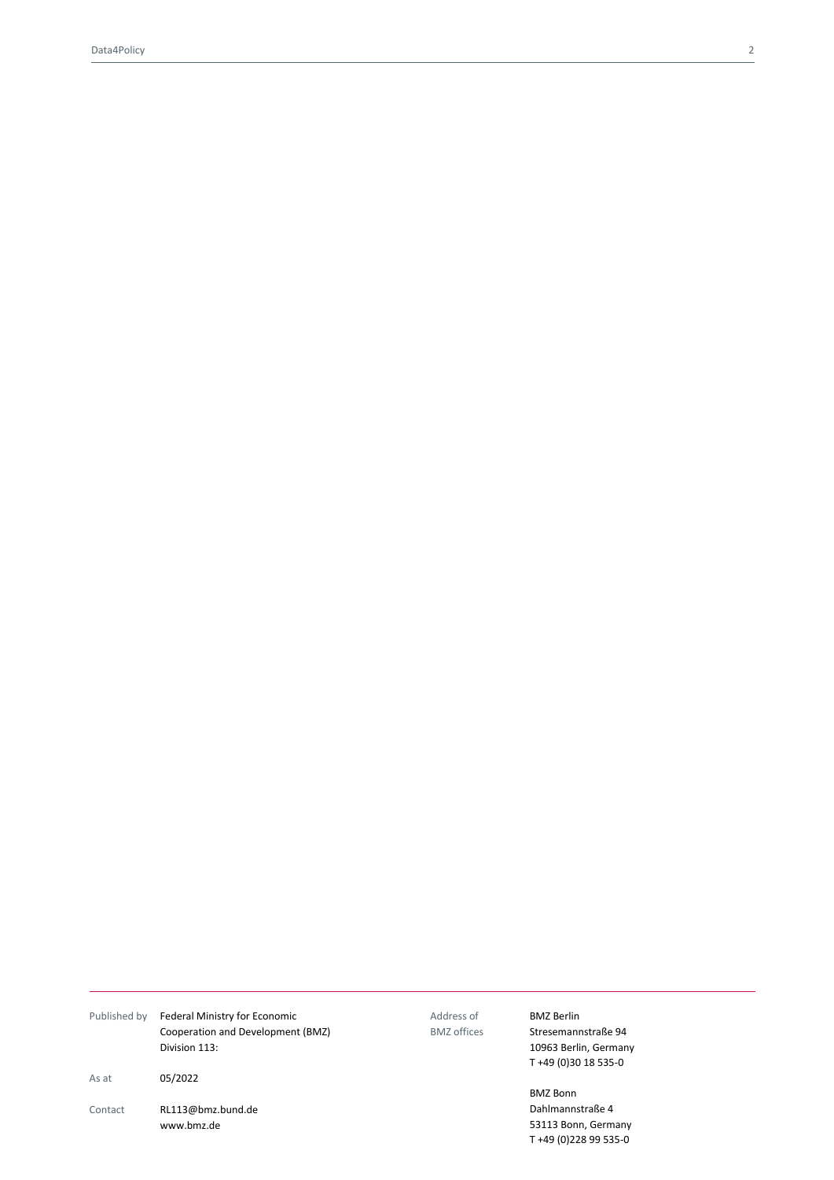| | | | |
|---|---|---|---|
| Published by | Federal Ministry for Economic Cooperation and Development (BMZ) Division 113: | Address of BMZ offices | BMZ Berlin<br>Stresemannstraße 94<br>10963 Berlin, Germany<br>T +49 (0)30 18 535-0 |
| As at | 05/2022 | | BMZ Bonn<br>Dahlmannstraße 4<br>53113 Bonn, Germany<br>T +49 (0)228 99 535-0 |
| Contact | RL113@bmz.bund.de<br>www.bmz.de | | |